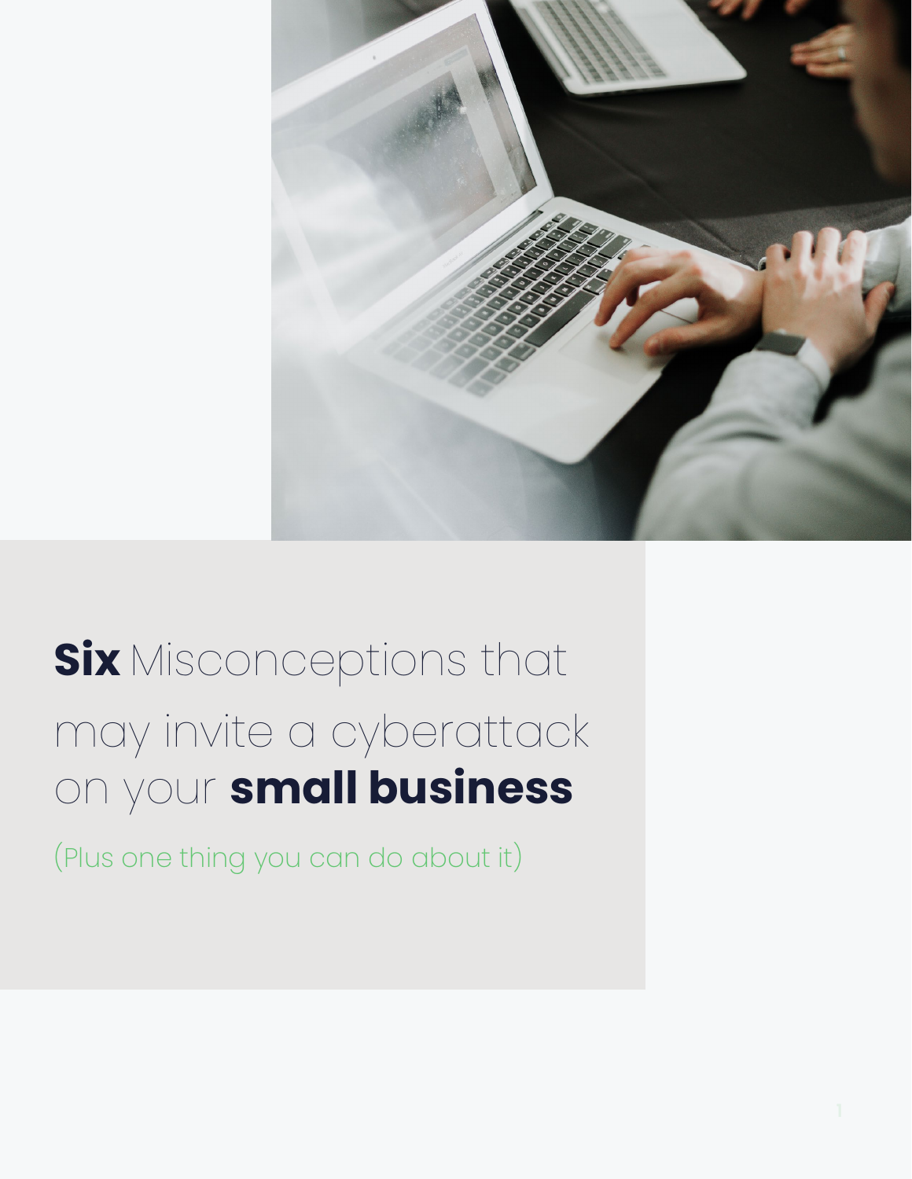# **Six** Misconceptions that may invite a cyberattack on your **small business**

(Plus one thing you can do about it)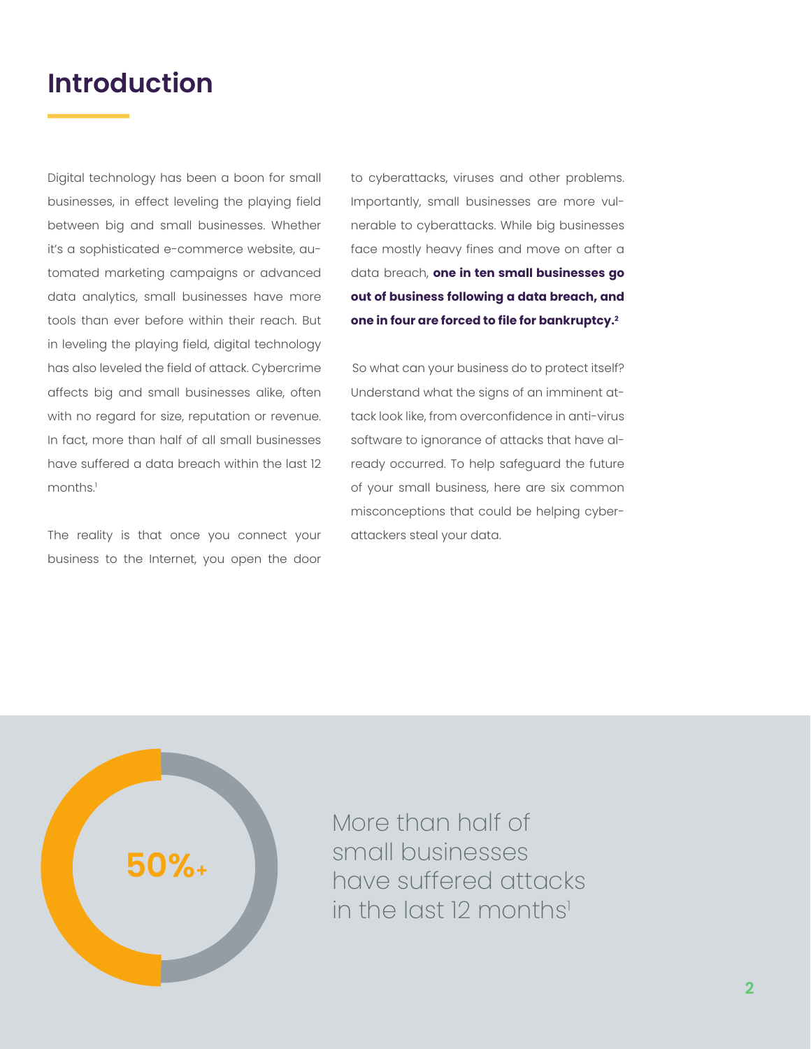# Introduction

Digital technology has been a boon for small businesses, in effect leveling the playing field between big and small businesses. Whether it's a sophisticated e-commerce website, automated marketing campaigns or advanced data analytics, small businesses have more tools than ever before within their reach. But in leveling the playing field, digital technology has also leveled the field of attack. Cybercrime affects big and small businesses alike, often with no regard for size, reputation or revenue. In fact, more than half of all small businesses have suffered a data breach within the last 12 months.[1]

The reality is that once you connect your business to the Internet, you open the door to cyberattacks, viruses and other problems. Importantly, small businesses are more vulnerable to cyberattacks. While big businesses face mostly heavy fines and move on after a data breach, **one in ten small businesses go out of business following a data breach, and one in four are forced to file for bankruptcy.[2]**

So what can your business do to protect itself? Understand what the signs of an imminent attack look like, from overconfidence in anti-virus software to ignorance of attacks that have already occurred. To help safeguard the future of your small business, here are six common misconceptions that could be helping cyber-attackers steal your data.

50%+

More than half of small businesses have suffered attacks in the last 12 months[1]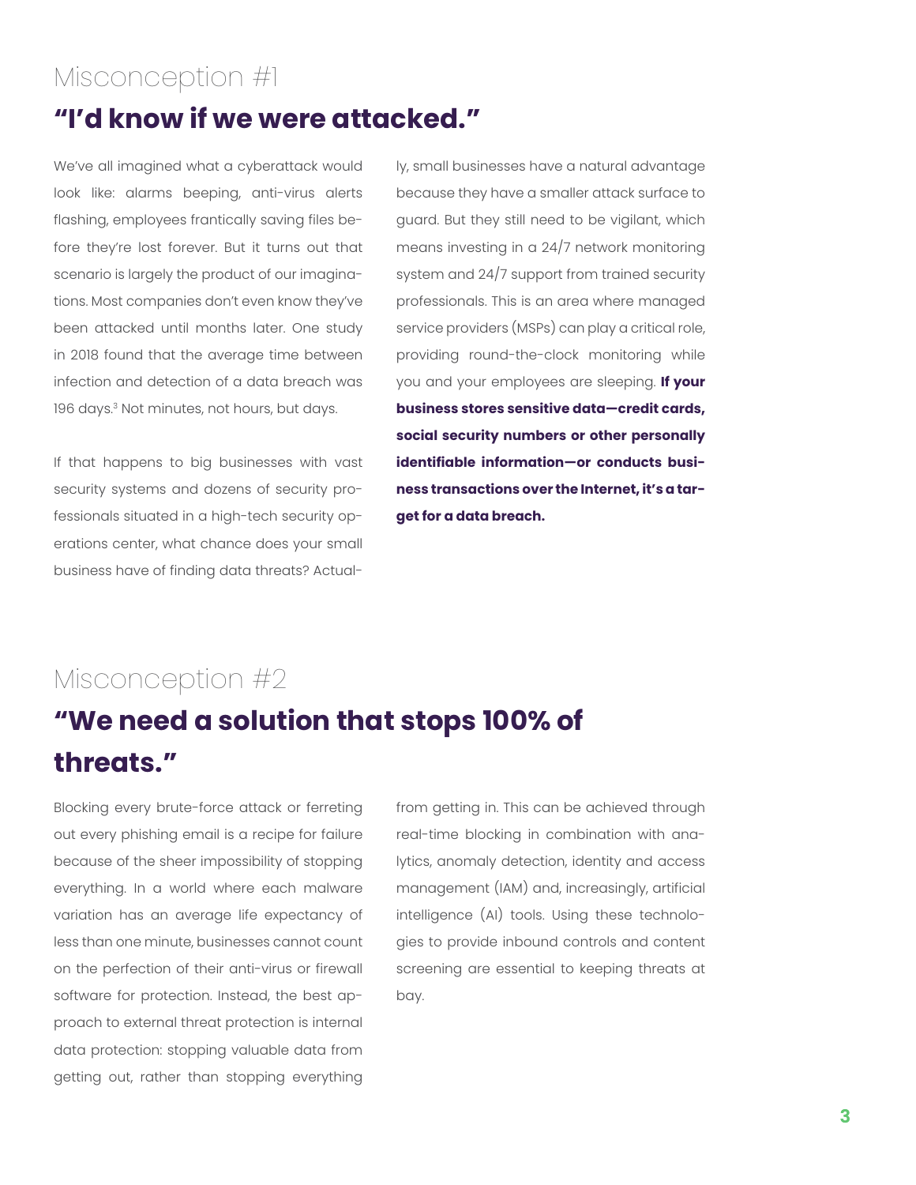## Misconception #1

# "I'd know if we were attacked."

We've all imagined what a cyberattack would look like: alarms beeping, anti-virus alerts flashing, employees frantically saving files before they're lost forever. But it turns out that scenario is largely the product of our imaginations. Most companies don't even know they've been attacked until months later. One study in 2018 found that the average time between infection and detection of a data breach was 196 days.[3] Not minutes, not hours, but days.

If that happens to big businesses with vast security systems and dozens of security professionals situated in a high-tech security operations center, what chance does your small business have of finding data threats? Actually, small businesses have a natural advantage because they have a smaller attack surface to guard. But they still need to be vigilant, which means investing in a 24/7 network monitoring system and 24/7 support from trained security professionals. This is an area where managed service providers (MSPs) can play a critical role, providing round-the-clock monitoring while you and your employees are sleeping. **If your business stores sensitive data—credit cards, social security numbers or other personally identifiable information—or conducts business transactions over the Internet, it's a target for a data breach.**

## Misconception #2

# "We need a solution that stops 100% of threats."

Blocking every brute-force attack or ferreting out every phishing email is a recipe for failure because of the sheer impossibility of stopping everything. In a world where each malware variation has an average life expectancy of less than one minute, businesses cannot count on the perfection of their anti-virus or firewall software for protection. Instead, the best approach to external threat protection is internal data protection: stopping valuable data from getting out, rather than stopping everything from getting in. This can be achieved through real-time blocking in combination with analytics, anomaly detection, identity and access management (IAM) and, increasingly, artificial intelligence (AI) tools. Using these technologies to provide inbound controls and content screening are essential to keeping threats at bay.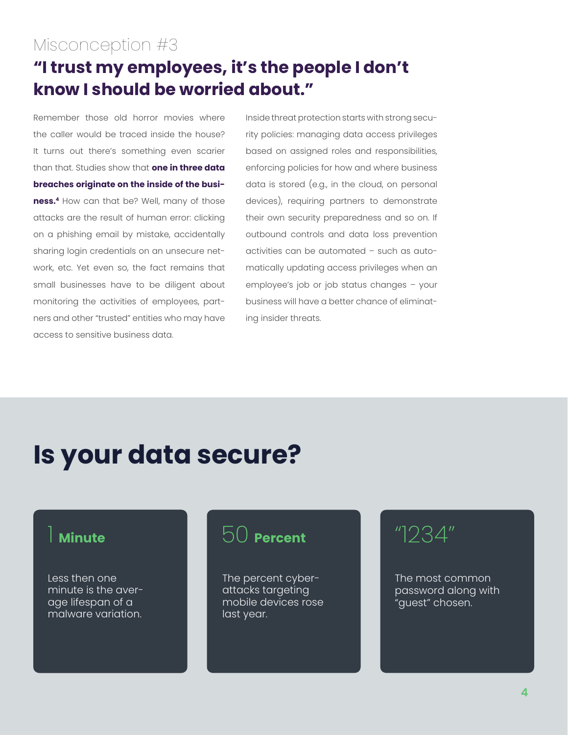## Misconception #3

## "I trust my employees, it's the people I don't know I should be worried about."

Remember those old horror movies where the caller would be traced inside the house? It turns out there's something even scarier than that. Studies show that **one in three data breaches originate on the inside of the business.[4]** How can that be? Well, many of those attacks are the result of human error: clicking on a phishing email by mistake, accidentally sharing login credentials on an unsecure network, etc. Yet even so, the fact remains that small businesses have to be diligent about monitoring the activities of employees, partners and other "trusted" entities who may have access to sensitive business data.

Inside threat protection starts with strong security policies: managing data access privileges based on assigned roles and responsibilities, enforcing policies for how and where business data is stored (e.g., in the cloud, on personal devices), requiring partners to demonstrate their own security preparedness and so on. If outbound controls and data loss prevention activities can be automated – such as automatically updating access privileges when an employee's job or job status changes – your business will have a better chance of eliminating insider threats.

# Is your data secure?

1 **Minute**

Less then one minute is the average lifespan of a malware variation.

50 **Percent**

The percent cyber-attacks targeting mobile devices rose last year.

"1234"

The most common password along with "guest" chosen.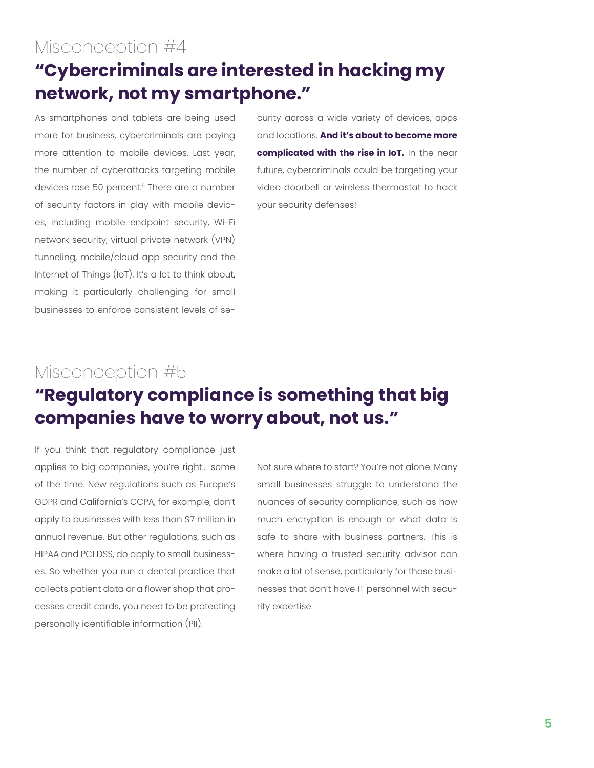## Misconception #4

# "Cybercriminals are interested in hacking my network, not my smartphone."

As smartphones and tablets are being used more for business, cybercriminals are paying more attention to mobile devices. Last year, the number of cyberattacks targeting mobile devices rose 50 percent.[5] There are a number of security factors in play with mobile devices, including mobile endpoint security, Wi-Fi network security, virtual private network (VPN) tunneling, mobile/cloud app security and the Internet of Things (IoT). It's a lot to think about, making it particularly challenging for small businesses to enforce consistent levels of security across a wide variety of devices, apps and locations. **And it's about to become more complicated with the rise in IoT.** In the near future, cybercriminals could be targeting your video doorbell or wireless thermostat to hack your security defenses!

## Misconception #5

# "Regulatory compliance is something that big companies have to worry about, not us."

If you think that regulatory compliance just applies to big companies, you're right... some of the time. New regulations such as Europe's GDPR and California's CCPA, for example, don't apply to businesses with less than $7 million in annual revenue. But other regulations, such as HIPAA and PCI DSS, do apply to small businesses. So whether you run a dental practice that collects patient data or a flower shop that processes credit cards, you need to be protecting personally identifiable information (PII).

Not sure where to start? You're not alone. Many small businesses struggle to understand the nuances of security compliance, such as how much encryption is enough or what data is safe to share with business partners. This is where having a trusted security advisor can make a lot of sense, particularly for those businesses that don't have IT personnel with security expertise.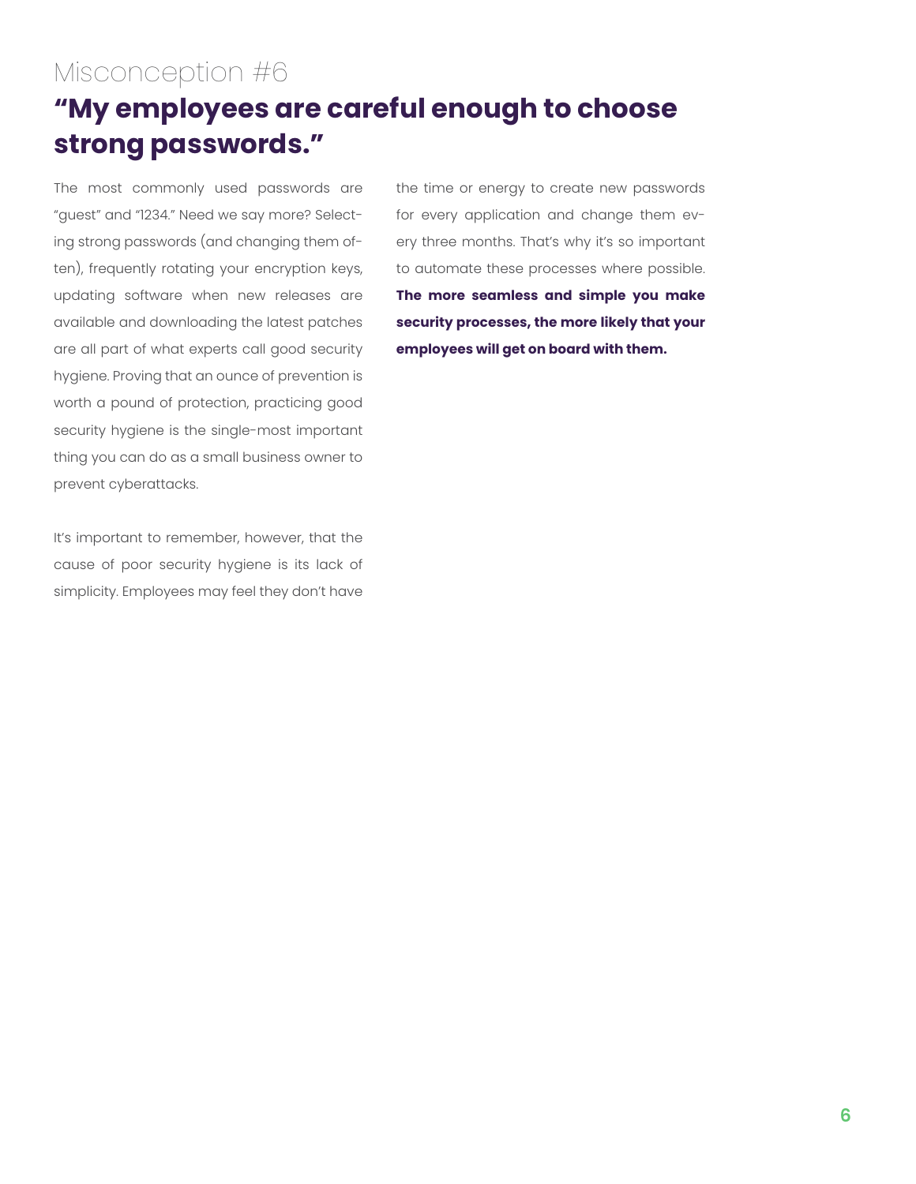Misconception #6

# "My employees are careful enough to choose strong passwords."

The most commonly used passwords are "guest" and "1234." Need we say more? Selecting strong passwords (and changing them often), frequently rotating your encryption keys, updating software when new releases are available and downloading the latest patches are all part of what experts call good security hygiene. Proving that an ounce of prevention is worth a pound of protection, practicing good security hygiene is the single-most important thing you can do as a small business owner to prevent cyberattacks.

It's important to remember, however, that the cause of poor security hygiene is its lack of simplicity. Employees may feel they don't have the time or energy to create new passwords for every application and change them every three months. That's why it's so important to automate these processes where possible. **The more seamless and simple you make security processes, the more likely that your employees will get on board with them.**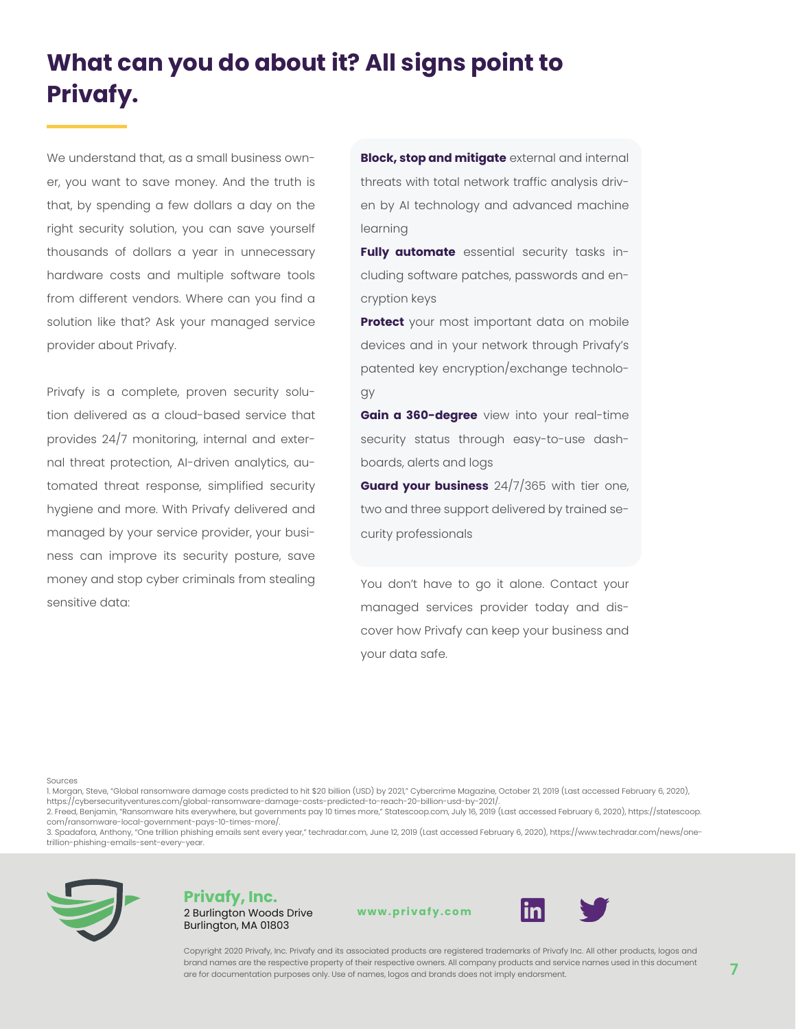# What can you do about it? All signs point to Privafy.

We understand that, as a small business owner, you want to save money. And the truth is that, by spending a few dollars a day on the right security solution, you can save yourself thousands of dollars a year in unnecessary hardware costs and multiple software tools from different vendors. Where can you find a solution like that? Ask your managed service provider about Privafy.

Privafy is a complete, proven security solution delivered as a cloud-based service that provides 24/7 monitoring, internal and external threat protection, AI-driven analytics, automated threat response, simplified security hygiene and more. With Privafy delivered and managed by your service provider, your business can improve its security posture, save money and stop cyber criminals from stealing sensitive data:

**Block, stop and mitigate** external and internal threats with total network traffic analysis driven by AI technology and advanced machine learning

**Fully automate** essential security tasks including software patches, passwords and encryption keys

**Protect** your most important data on mobile devices and in your network through Privafy's patented key encryption/exchange technology

**Gain a 360-degree** view into your real-time security status through easy-to-use dashboards, alerts and logs

**Guard your business** 24/7/365 with tier one, two and three support delivered by trained security professionals

You don't have to go it alone. Contact your managed services provider today and discover how Privafy can keep your business and your data safe.

Sources

1. Morgan, Steve, "Global ransomware damage costs predicted to hit $20 billion (USD) by 2021," Cybercrime Magazine, October 21, 2019 (Last accessed February 6, 2020), https://cybersecurityventures.com/global-ransomware-damage-costs-predicted-to-reach-20-billion-usd-by-2021/.
2. Freed, Benjamin, "Ransomware hits everywhere, but governments pay 10 times more," Statescoop.com, July 16, 2019 (Last accessed February 6, 2020), https://statescoop.com/ransomware-local-government-pays-10-times-more/.
3. Spadafora, Anthony, "One trillion phishing emails sent every year," techradar.com, June 12, 2019 (Last accessed February 6, 2020), https://www.techradar.com/news/one-trillion-phishing-emails-sent-every-year.

**Privafy, Inc.**
2 Burlington Woods Drive
Burlington, MA 01803

www.privafy.com

Copyright 2020 Privafy, Inc. Privafy and its associated products are registered trademarks of Privafy Inc. All other products, logos and brand names are the respective property of their respective owners. All company products and service names used in this document are for documentation purposes only. Use of names, logos and brands does not imply endorsment.